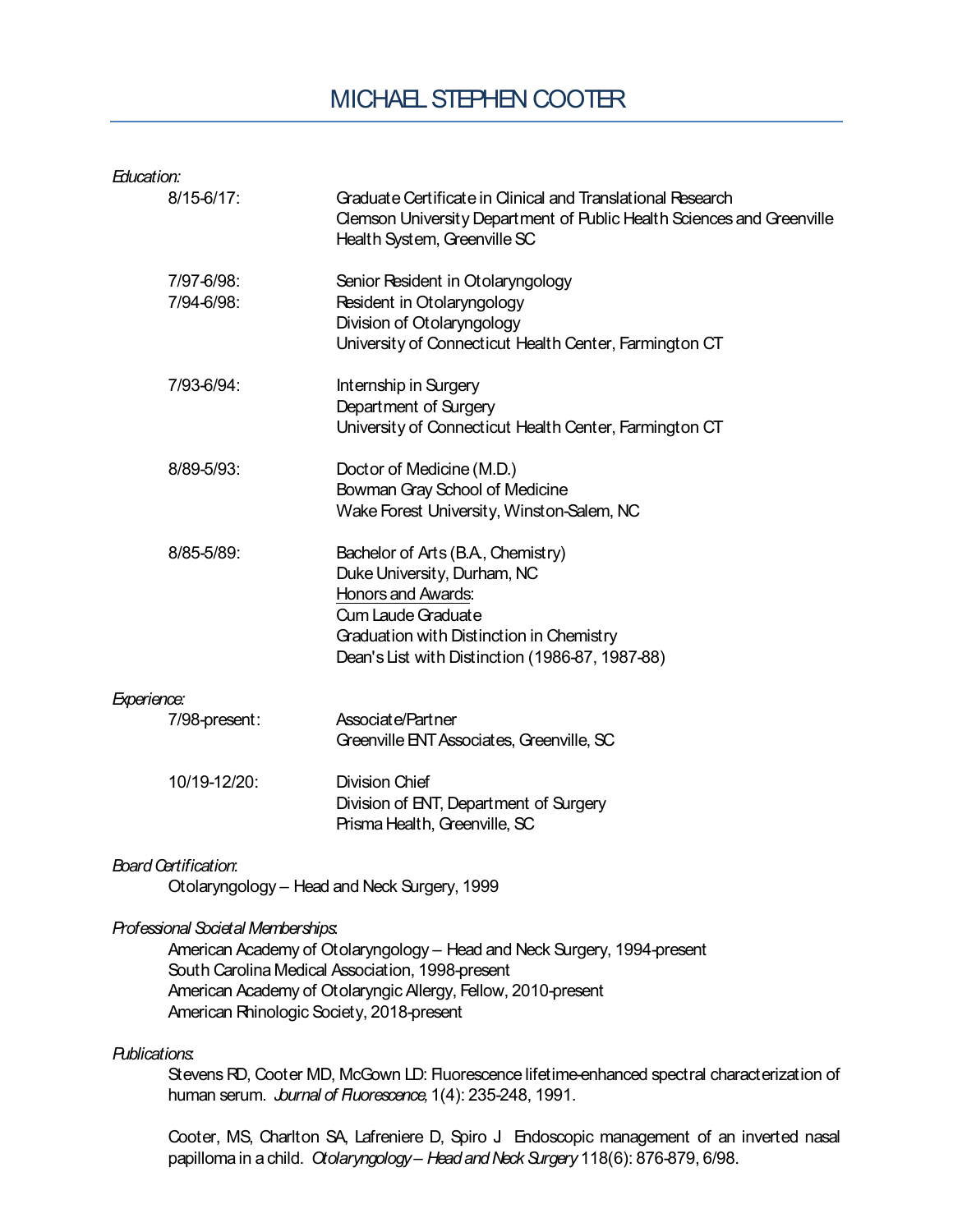# MICHAEL STEPHEN COOTER

*Education:*

| | |
|---|---|
| 8/15-6/17: | Graduate Certificate in Clinical and Translational Research<br>Clemson University Department of Public Health Sciences and Greenville Health System, Greenville SC |
| 7/97-6/98:<br>7/94-6/98: | Senior Resident in Otolaryngology<br>Resident in Otolaryngology<br>Division of Otolaryngology<br>University of Connecticut Health Center, Farmington CT |
| 7/93-6/94: | Internship in Surgery<br>Department of Surgery<br>University of Connecticut Health Center, Farmington CT |
| 8/89-5/93: | Doctor of Medicine (M.D.)<br>Bowman Gray School of Medicine<br>Wake Forest University, Winston-Salem, NC |
| 8/85-5/89: | Bachelor of Arts (B.A., Chemistry)<br>Duke University, Durham, NC<br><u>Honors and Awards</u>:<br>Cum Laude Graduate<br>Graduation with Distinction in Chemistry<br>Dean's List with Distinction (1986-87, 1987-88) |

*Experience:*

| | |
|---|---|
| 7/98-present: | Associate/Partner<br>Greenville ENT Associates, Greenville, SC |
| 10/19-12/20: | Division Chief<br>Division of ENT, Department of Surgery<br>Prisma Health, Greenville, SC |

*Board Certification:*

Otolaryngology – Head and Neck Surgery, 1999

*Professional Societal Memberships:*

American Academy of Otolaryngology – Head and Neck Surgery, 1994-present
South Carolina Medical Association, 1998-present
American Academy of Otolaryngic Allergy, Fellow, 2010-present
American Rhinologic Society, 2018-present

*Publications:*

Stevens RD, Cooter MD, McGown LD: Fluorescence lifetime-enhanced spectral characterization of human serum. *Journal of Fluorescence*, 1(4): 235-248, 1991.

Cooter, MS, Charlton SA, Lafreniere D, Spiro J Endoscopic management of an inverted nasal papilloma in a child. *Otolaryngology – Head and Neck Surgery* 118(6): 876-879, 6/98.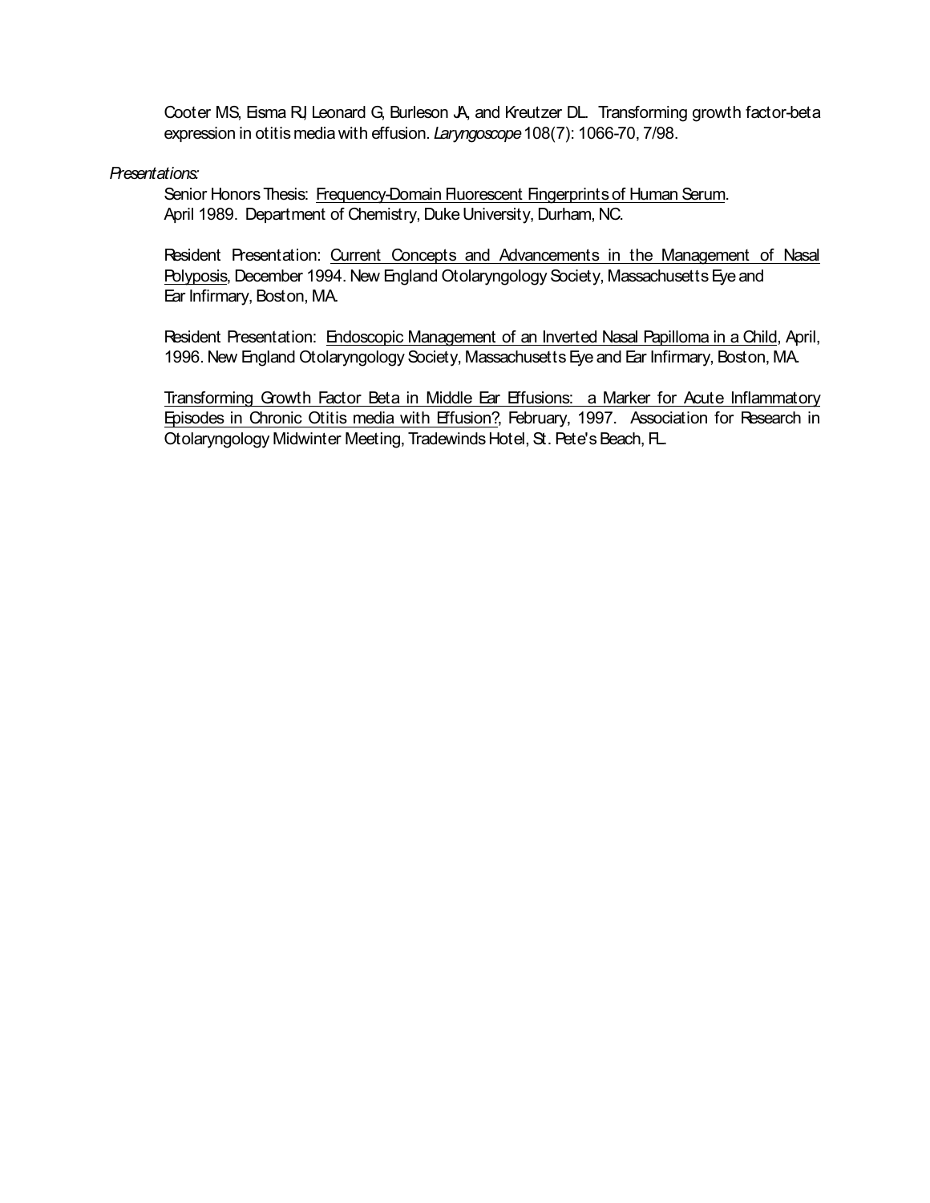Cooter MS, Eisma RJ Leonard G, Burleson JA, and Kreutzer DL. Transforming growth factor-beta expression in otitis media with effusion. *Laryngoscope* 108(7): 1066-70, 7/98.

*Presentations:*

Senior Honors Thesis: <u>Frequency-Domain Fluorescent Fingerprints of Human Serum</u>. April 1989. Department of Chemistry, Duke University, Durham, NC.

Resident Presentation: <u>Current Concepts and Advancements in the Management of Nasal Polyposis</u>, December 1994. New England Otolaryngology Society, Massachusetts Eye and Ear Infirmary, Boston, MA.

Resident Presentation: <u>Endoscopic Management of an Inverted Nasal Papilloma in a Child</u>, April, 1996. New England Otolaryngology Society, Massachusetts Eye and Ear Infirmary, Boston, MA.

<u>Transforming Growth Factor Beta in Middle Ear Effusions: a Marker for Acute Inflammatory Episodes in Chronic Otitis media with Effusion?</u>, February, 1997. Association for Research in Otolaryngology Midwinter Meeting, Tradewinds Hotel, St. Pete's Beach, FL.